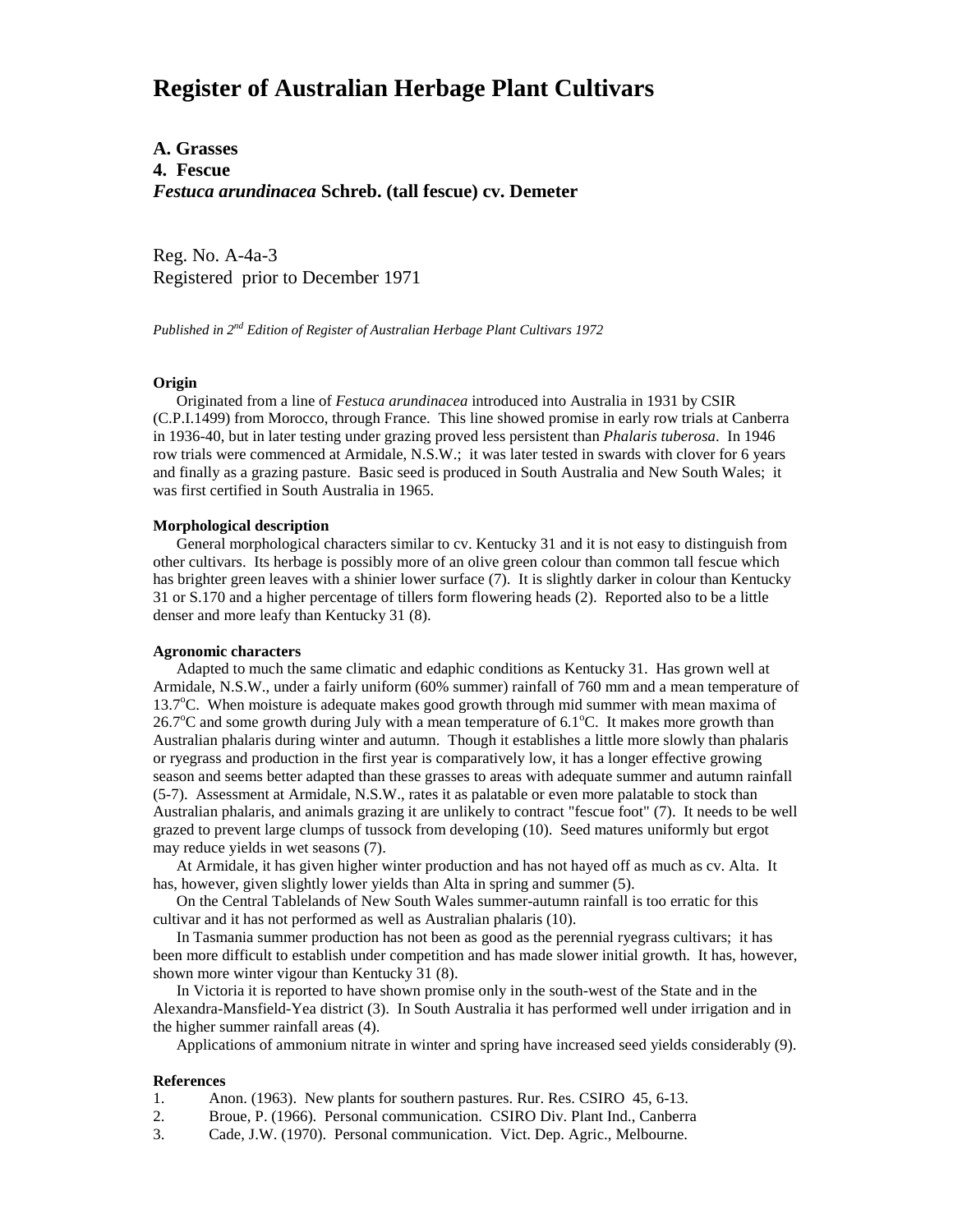# Register of Australian Herbage Plant Cultivars

**A. Grasses**
**4. Fescue**
***Festuca arundinacea* Schreb. (tall fescue) cv. Demeter**

Reg. No. A-4a-3
Registered prior to December 1971

*Published in 2nd Edition of Register of Australian Herbage Plant Cultivars 1972*

**Origin**

Originated from a line of *Festuca arundinacea* introduced into Australia in 1931 by CSIR (C.P.I.1499) from Morocco, through France. This line showed promise in early row trials at Canberra in 1936-40, but in later testing under grazing proved less persistent than *Phalaris tuberosa*. In 1946 row trials were commenced at Armidale, N.S.W.; it was later tested in swards with clover for 6 years and finally as a grazing pasture. Basic seed is produced in South Australia and New South Wales; it was first certified in South Australia in 1965.

**Morphological description**

General morphological characters similar to cv. Kentucky 31 and it is not easy to distinguish from other cultivars. Its herbage is possibly more of an olive green colour than common tall fescue which has brighter green leaves with a shinier lower surface (7). It is slightly darker in colour than Kentucky 31 or S.170 and a higher percentage of tillers form flowering heads (2). Reported also to be a little denser and more leafy than Kentucky 31 (8).

**Agronomic characters**

Adapted to much the same climatic and edaphic conditions as Kentucky 31. Has grown well at Armidale, N.S.W., under a fairly uniform (60% summer) rainfall of 760 mm and a mean temperature of 13.7°C. When moisture is adequate makes good growth through mid summer with mean maxima of 26.7°C and some growth during July with a mean temperature of 6.1°C. It makes more growth than Australian phalaris during winter and autumn. Though it establishes a little more slowly than phalaris or ryegrass and production in the first year is comparatively low, it has a longer effective growing season and seems better adapted than these grasses to areas with adequate summer and autumn rainfall (5-7). Assessment at Armidale, N.S.W., rates it as palatable or even more palatable to stock than Australian phalaris, and animals grazing it are unlikely to contract "fescue foot" (7). It needs to be well grazed to prevent large clumps of tussock from developing (10). Seed matures uniformly but ergot may reduce yields in wet seasons (7).

At Armidale, it has given higher winter production and has not hayed off as much as cv. Alta. It has, however, given slightly lower yields than Alta in spring and summer (5).

On the Central Tablelands of New South Wales summer-autumn rainfall is too erratic for this cultivar and it has not performed as well as Australian phalaris (10).

In Tasmania summer production has not been as good as the perennial ryegrass cultivars; it has been more difficult to establish under competition and has made slower initial growth. It has, however, shown more winter vigour than Kentucky 31 (8).

In Victoria it is reported to have shown promise only in the south-west of the State and in the Alexandra-Mansfield-Yea district (3). In South Australia it has performed well under irrigation and in the higher summer rainfall areas (4).

Applications of ammonium nitrate in winter and spring have increased seed yields considerably (9).

**References**

1. Anon. (1963). New plants for southern pastures. Rur. Res. CSIRO 45, 6-13.
2. Broue, P. (1966). Personal communication. CSIRO Div. Plant Ind., Canberra
3. Cade, J.W. (1970). Personal communication. Vict. Dep. Agric., Melbourne.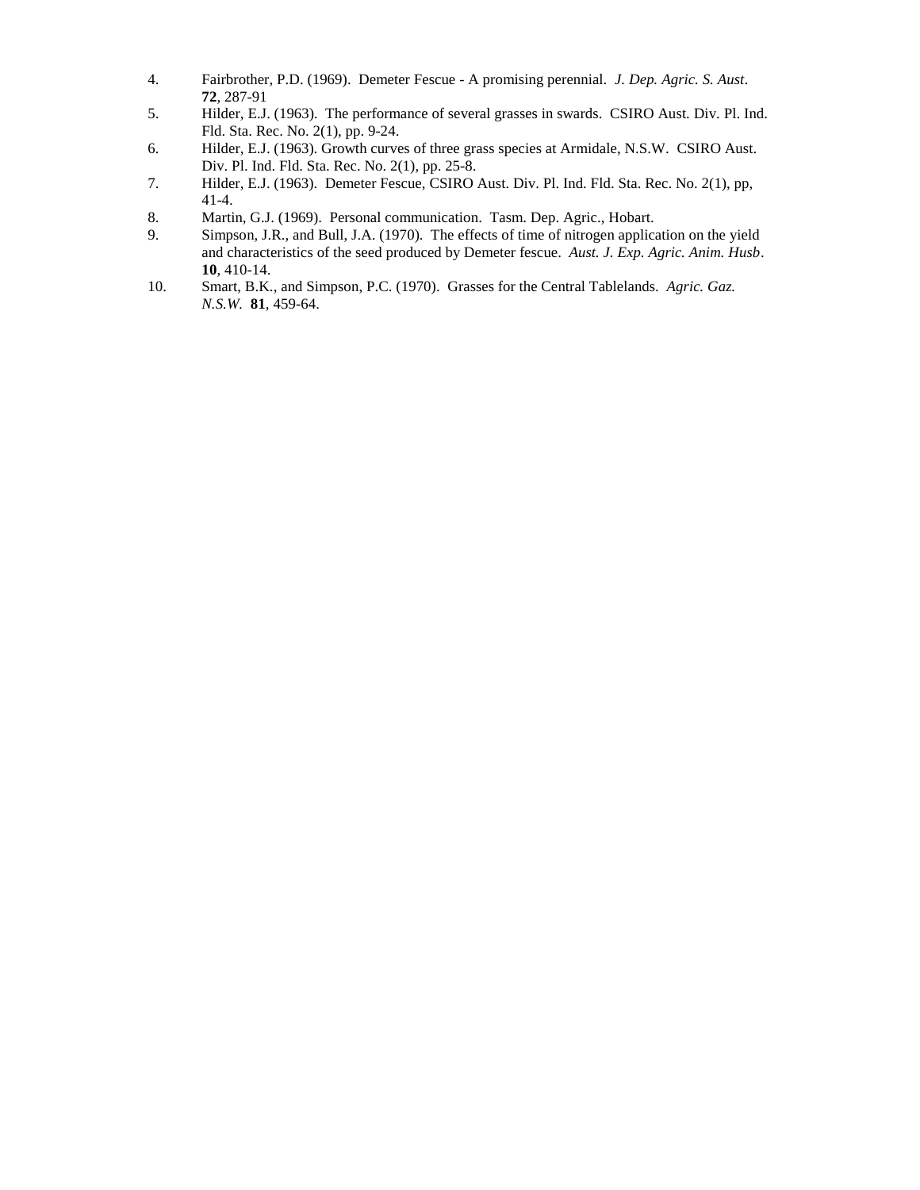4. Fairbrother, P.D. (1969). Demeter Fescue - A promising perennial. *J. Dep. Agric. S. Aust*. **72**, 287-91
5. Hilder, E.J. (1963). The performance of several grasses in swards. CSIRO Aust. Div. Pl. Ind. Fld. Sta. Rec. No. 2(1), pp. 9-24.
6. Hilder, E.J. (1963). Growth curves of three grass species at Armidale, N.S.W. CSIRO Aust. Div. Pl. Ind. Fld. Sta. Rec. No. 2(1), pp. 25-8.
7. Hilder, E.J. (1963). Demeter Fescue, CSIRO Aust. Div. Pl. Ind. Fld. Sta. Rec. No. 2(1), pp, 41-4.
8. Martin, G.J. (1969). Personal communication. Tasm. Dep. Agric., Hobart.
9. Simpson, J.R., and Bull, J.A. (1970). The effects of time of nitrogen application on the yield and characteristics of the seed produced by Demeter fescue. *Aust. J. Exp. Agric. Anim. Husb*. **10**, 410-14.
10. Smart, B.K., and Simpson, P.C. (1970). Grasses for the Central Tablelands. *Agric. Gaz. N.S.W.* **81**, 459-64.